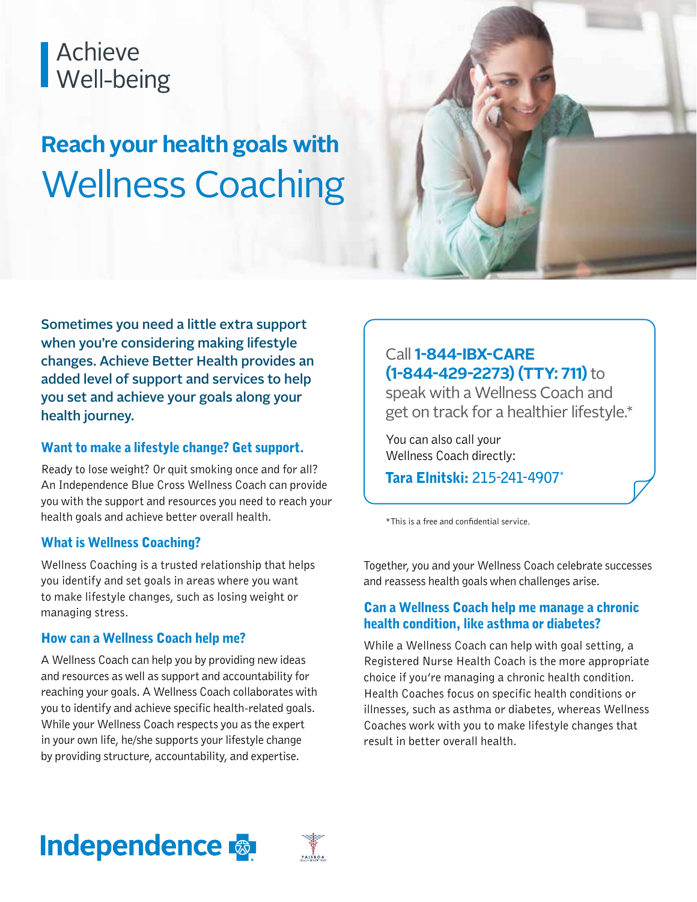# Achieve Well-being

## Reach your health goals with Wellness Coaching

**Sometimes you need a little extra support when you're considering making lifestyle changes. Achieve Better Health provides an added level of support and services to help you set and achieve your goals along your health journey.**

### Want to make a lifestyle change? Get support.

Ready to lose weight? Or quit smoking once and for all? An Independence Blue Cross Wellness Coach can provide you with the support and resources you need to reach your health goals and achieve better overall health.

### What is Wellness Coaching?

Wellness Coaching is a trusted relationship that helps you identify and set goals in areas where you want to make lifestyle changes, such as losing weight or managing stress.

### How can a Wellness Coach help me?

A Wellness Coach can help you by providing new ideas and resources as well as support and accountability for reaching your goals. A Wellness Coach collaborates with you to identify and achieve specific health-related goals. While your Wellness Coach respects you as the expert in your own life, he/she supports your lifestyle change by providing structure, accountability, and expertise.

Call **1-844-IBX-CARE (1-844-429-2273) (TTY: 711)** to speak with a Wellness Coach and get on track for a healthier lifestyle.*

You can also call your Wellness Coach directly:

**Tara Elnitski:** 215-241-4907*

*This is a free and confidential service.

Together, you and your Wellness Coach celebrate successes and reassess health goals when challenges arise.

### Can a Wellness Coach help me manage a chronic health condition, like asthma or diabetes?

While a Wellness Coach can help with goal setting, a Registered Nurse Health Coach is the more appropriate choice if you're managing a chronic health condition. Health Coaches focus on specific health conditions or illnesses, such as asthma or diabetes, whereas Wellness Coaches work with you to make lifestyle changes that result in better overall health.

Independence

PAISBOA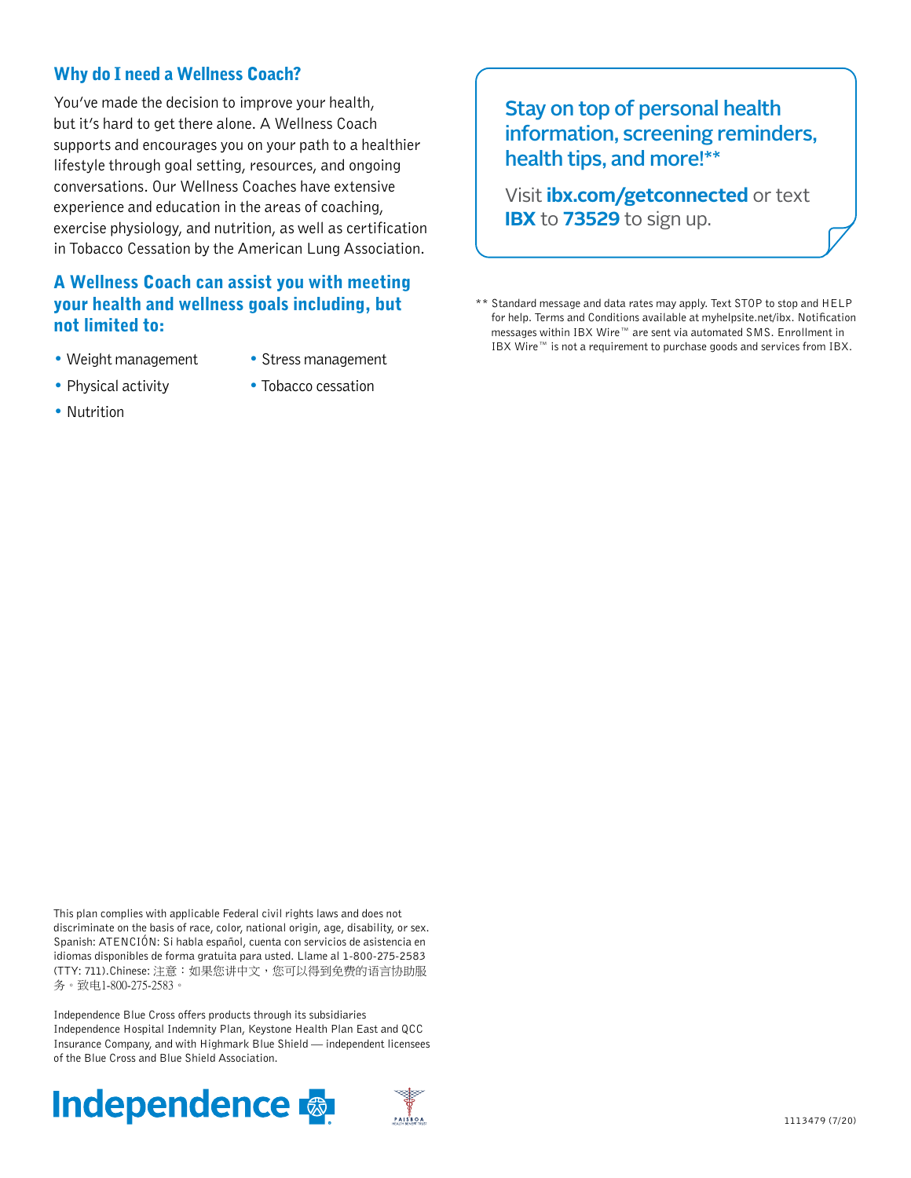## Why do I need a Wellness Coach?

You've made the decision to improve your health, but it's hard to get there alone. A Wellness Coach supports and encourages you on your path to a healthier lifestyle through goal setting, resources, and ongoing conversations. Our Wellness Coaches have extensive experience and education in the areas of coaching, exercise physiology, and nutrition, as well as certification in Tobacco Cessation by the American Lung Association.

## A Wellness Coach can assist you with meeting your health and wellness goals including, but not limited to:

- Weight management
- Physical activity
- Nutrition
- Stress management
- Tobacco cessation

**Stay on top of personal health information, screening reminders, health tips, and more!****

Visit **ibx.com/getconnected** or text **IBX** to **73529** to sign up.

** Standard message and data rates may apply. Text STOP to stop and HELP for help. Terms and Conditions available at myhelpsite.net/ibx. Notification messages within IBX Wire™ are sent via automated SMS. Enrollment in IBX Wire™ is not a requirement to purchase goods and services from IBX.

This plan complies with applicable Federal civil rights laws and does not discriminate on the basis of race, color, national origin, age, disability, or sex. Spanish: ATENCIÓN: Si habla español, cuenta con servicios de asistencia en idiomas disponibles de forma gratuita para usted. Llame al 1-800-275-2583 (TTY: 711).Chinese: 注意：如果您讲中文，您可以得到免费的语言协助服务。致电1-800-275-2583。

Independence Blue Cross offers products through its subsidiaries Independence Hospital Indemnity Plan, Keystone Health Plan East and QCC Insurance Company, and with Highmark Blue Shield — independent licensees of the Blue Cross and Blue Shield Association.

Independence

PAISBOA

1113479 (7/20)